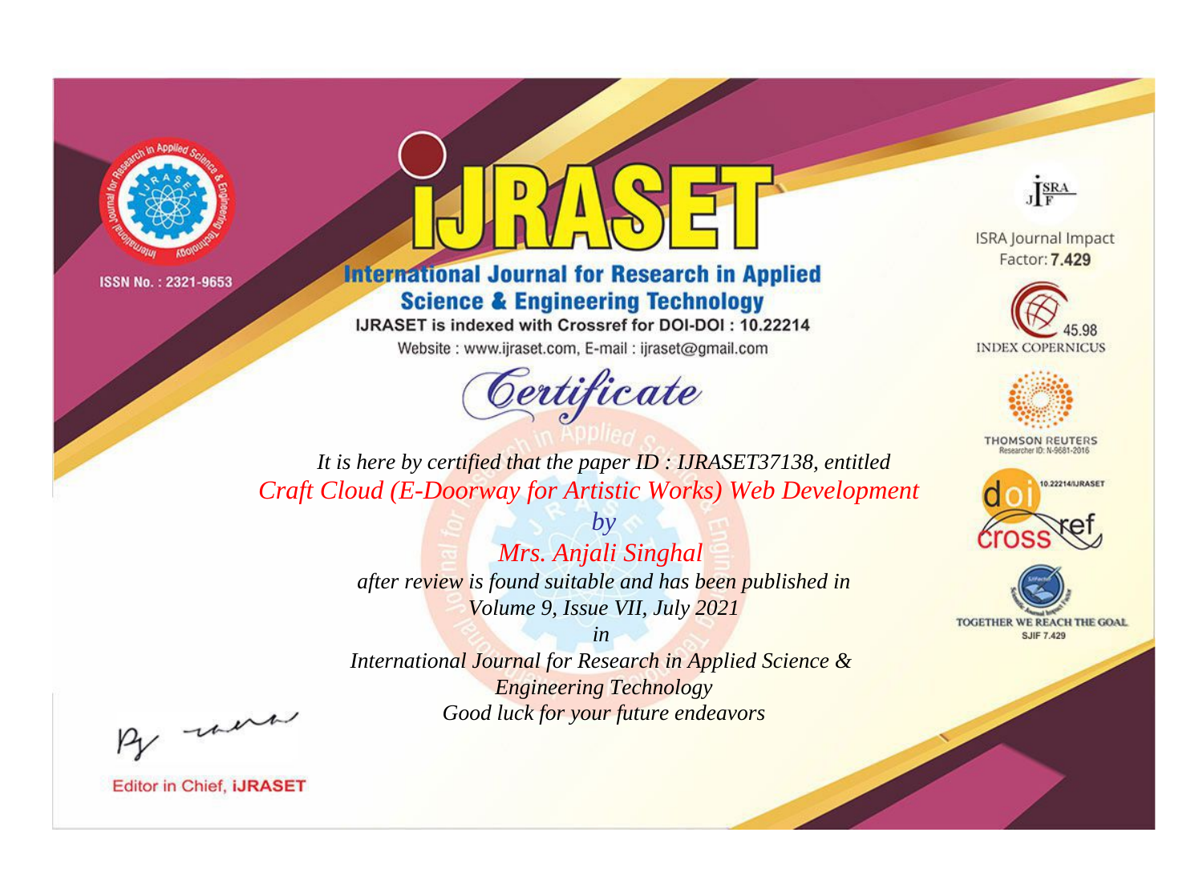ISSN No. : 2321-9653

# iJRASET

## International Journal for Research in Applied Science & Engineering Technology

IJRASET is indexed with Crossref for DOI-DOI : 10.22214

Website : www.ijraset.com, E-mail : ijraset@gmail.com

ISRA Journal Impact Factor: **7.429**

45.98 INDEX COPERNICUS

THOMSON REUTERS Researcher ID: N-9681-2016

10.22214/IJRASET

TOGETHER WE REACH THE GOAL SJIF 7.429

# Certificate

*It is here by certified that the paper ID : IJRASET37138, entitled*

*Craft Cloud (E-Doorway for Artistic Works) Web Development*

*by*

*Mrs. Anjali Singhal*

*after review is found suitable and has been published in*

*Volume 9, Issue VII, July 2021*

*in*

*International Journal for Research in Applied Science & Engineering Technology*

*Good luck for your future endeavors*

Editor in Chief, **iJRASET**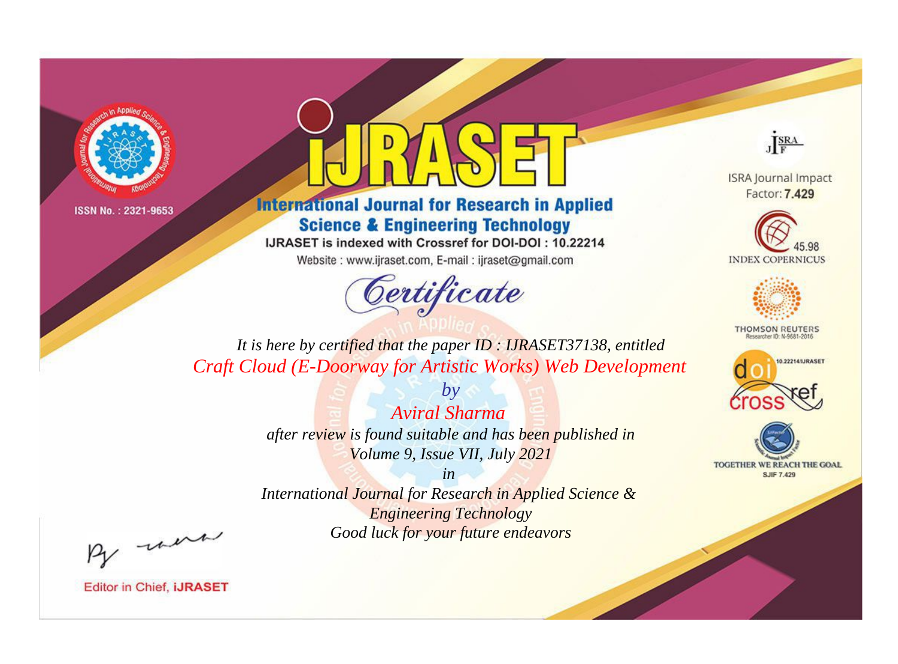ISSN No. : 2321-9653

# iJRASET

## International Journal for Research in Applied Science & Engineering Technology

IJRASET is indexed with Crossref for DOI-DOI : 10.22214

Website : www.ijraset.com, E-mail : ijraset@gmail.com

*Certificate*

*It is here by certified that the paper ID : IJRASET37138, entitled*

*Craft Cloud (E-Doorway for Artistic Works) Web Development*

*by*

*Aviral Sharma*

*after review is found suitable and has been published in*

*Volume 9, Issue VII, July 2021*

*in*

*International Journal for Research in Applied Science & Engineering Technology*

*Good luck for your future endeavors*

ISRA Journal Impact Factor: **7.429**

45.98 INDEX COPERNICUS

THOMSON REUTERS Researcher ID: N-9681-2016

10.22214/IJRASET

TOGETHER WE REACH THE GOAL SJIF 7.429

Editor in Chief, **iJRASET**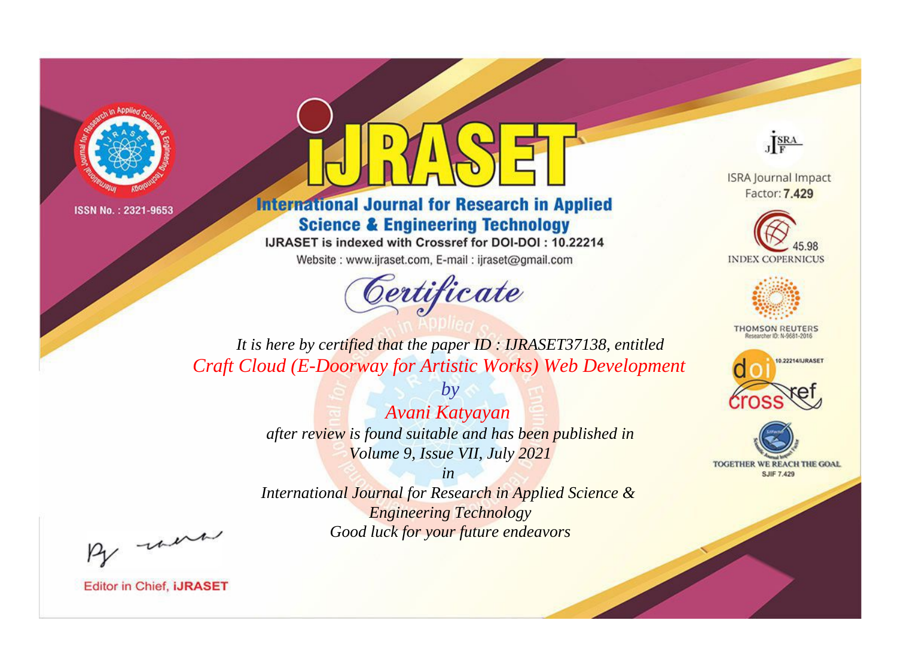ISSN No. : 2321-9653

# IJRASET

## International Journal for Research in Applied Science & Engineering Technology

IJRASET is indexed with Crossref for DOI-DOI : 10.22214

Website : www.ijraset.com, E-mail : ijraset@gmail.com

## Certificate

*It is here by certified that the paper ID : IJRASET37138, entitled*

*Craft Cloud (E-Doorway for Artistic Works) Web Development*

*by*

*Avani Katyayan*

*after review is found suitable and has been published in*

*Volume 9, Issue VII, July 2021*

*in*

*International Journal for Research in Applied Science & Engineering Technology*

*Good luck for your future endeavors*

ISRA Journal Impact Factor: **7.429**

45.98 INDEX COPERNICUS

THOMSON REUTERS Researcher ID: N-9681-2016

10.22214/IJRASET

TOGETHER WE REACH THE GOAL SJIF 7.429

Editor in Chief, **iJRASET**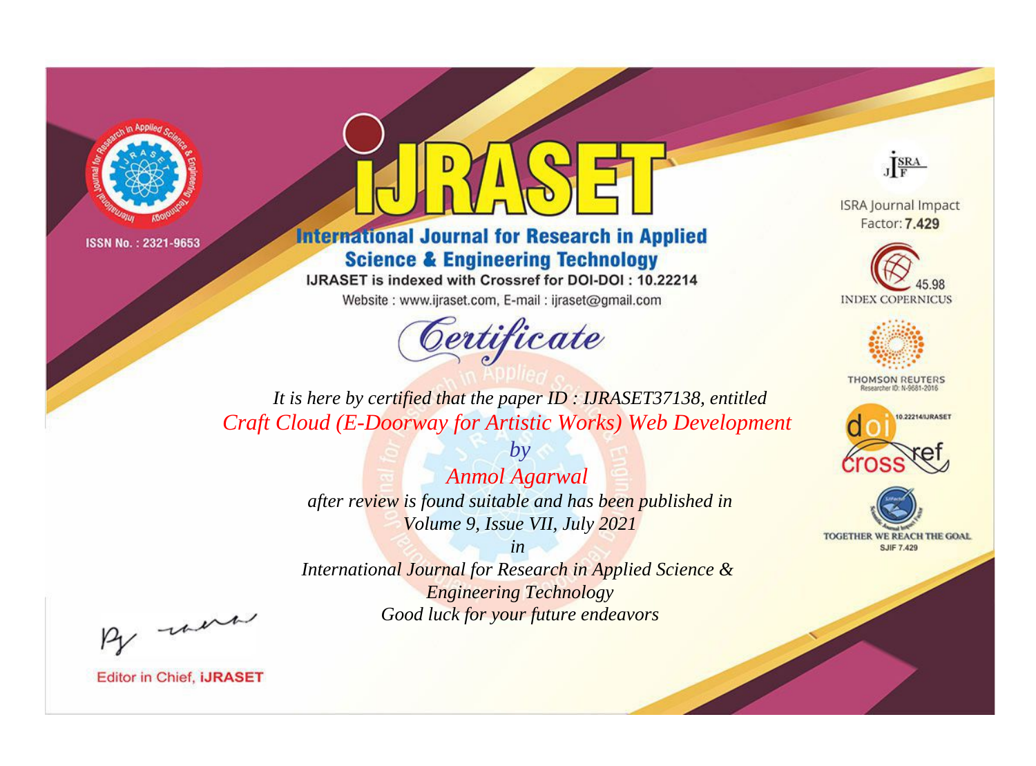ISSN No. : 2321-9653

# iJRASET

## International Journal for Research in Applied Science & Engineering Technology

IJRASET is indexed with Crossref for DOI-DOI : 10.22214

Website : www.ijraset.com, E-mail : ijraset@gmail.com

ISRA Journal Impact Factor: **7.429**

45.98 INDEX COPERNICUS

THOMSON REUTERS Researcher ID: N-9681-2016

10.22214/IJRASET

TOGETHER WE REACH THE GOAL SJIF 7.429

# *Certificate*

*It is here by certified that the paper ID : IJRASET37138, entitled*

*Craft Cloud (E-Doorway for Artistic Works) Web Development*

*by*

*Anmol Agarwal*

*after review is found suitable and has been published in*

*Volume 9, Issue VII, July 2021*

*in*

*International Journal for Research in Applied Science & Engineering Technology*

*Good luck for your future endeavors*

Editor in Chief, **iJRASET**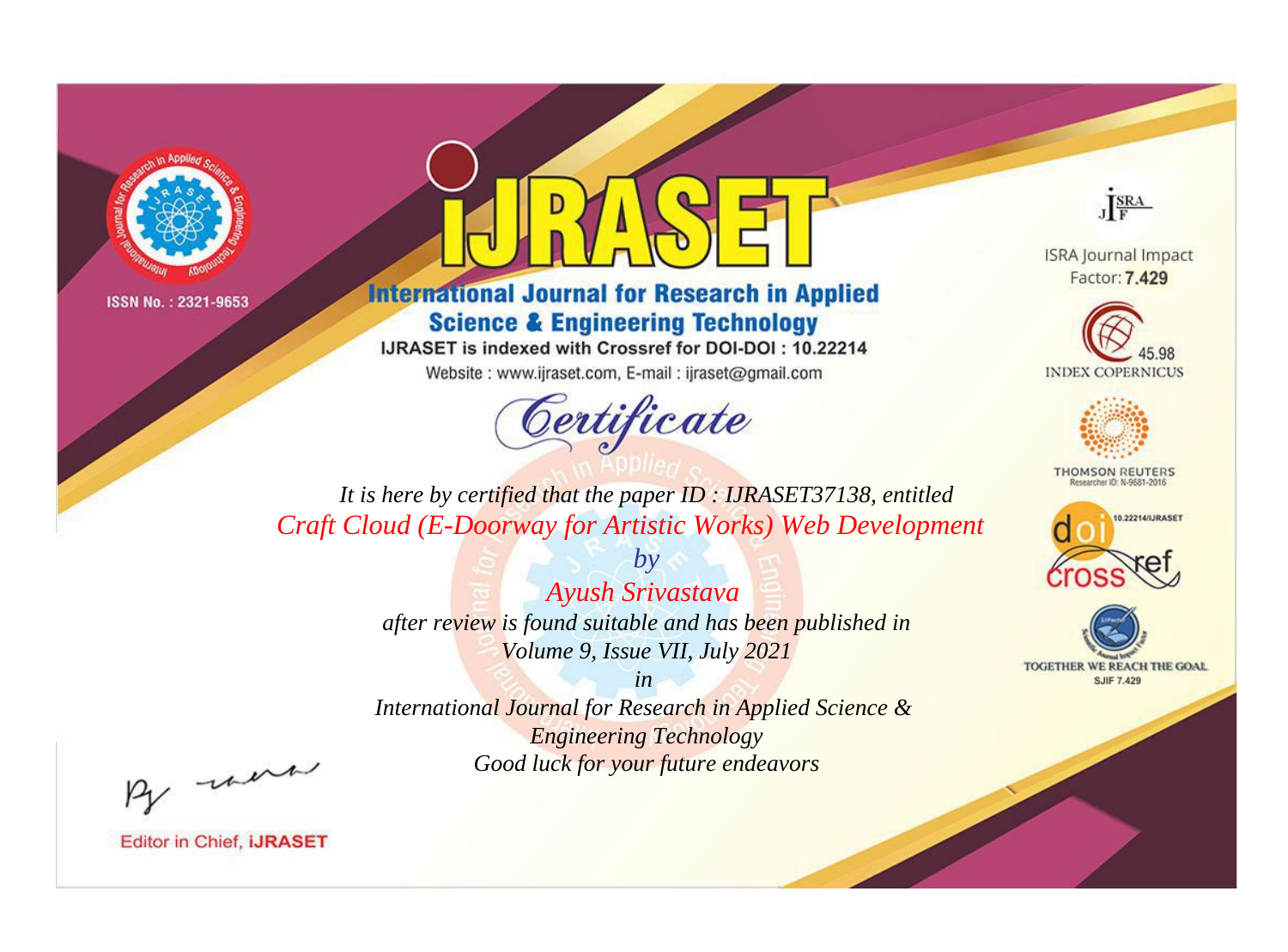ISSN No. : 2321-9653

# iJRASET

## International Journal for Research in Applied Science & Engineering Technology

IJRASET is indexed with Crossref for DOI-DOI : 10.22214

Website : www.ijraset.com, E-mail : ijraset@gmail.com

ISRA Journal Impact Factor: **7.429**

45.98 INDEX COPERNICUS

THOMSON REUTERS Researcher ID: N-9681-2016

10.22214/IJRASET

TOGETHER WE REACH THE GOAL SJIF 7.429

# *Certificate*

*It is here by certified that the paper ID : IJRASET37138, entitled*

*Craft Cloud (E-Doorway for Artistic Works) Web Development*

*by*

*Ayush Srivastava*

*after review is found suitable and has been published in*

*Volume 9, Issue VII, July 2021*

*in*

*International Journal for Research in Applied Science & Engineering Technology*

*Good luck for your future endeavors*

By

Editor in Chief, **iJRASET**